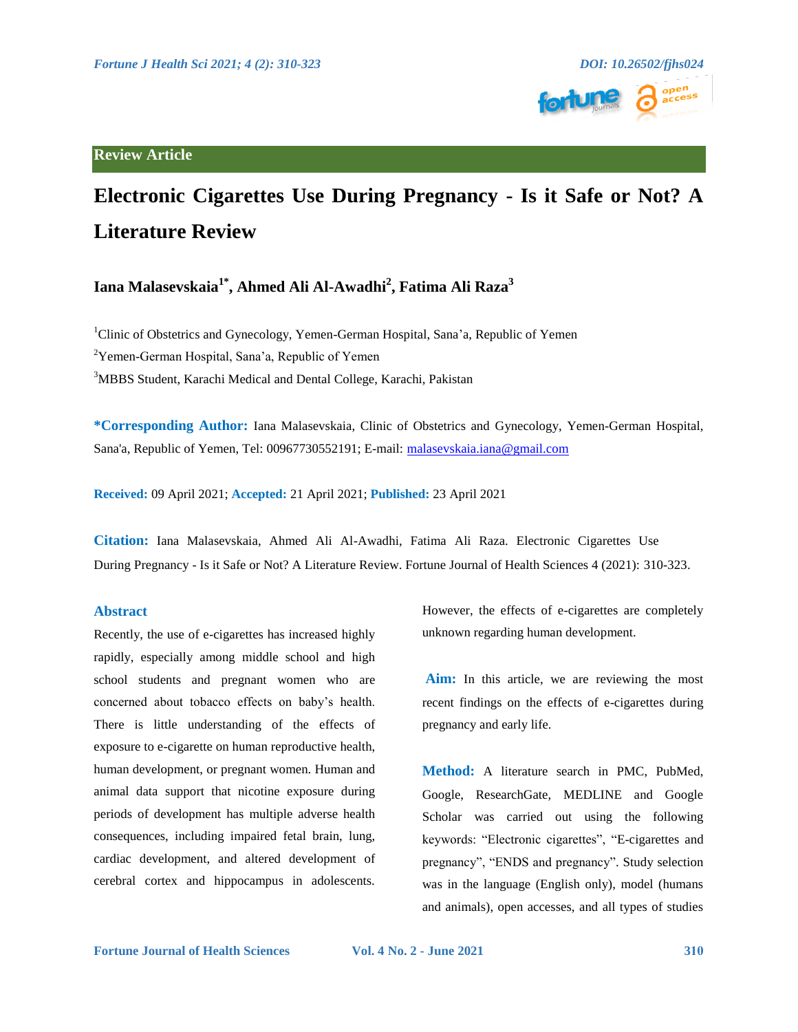Review Article

# Electronic Cigarettes Use During Pregnancy - Is it Safe or Not? A Literature Review

**Iana Malasevskaia[1*], Ahmed Ali Al-Awadhi[2], Fatima Ali Raza[3]**

[1]Clinic of Obstetrics and Gynecology, Yemen-German Hospital, Sana'a, Republic of Yemen

[2]Yemen-German Hospital, Sana'a, Republic of Yemen

[3]MBBS Student, Karachi Medical and Dental College, Karachi, Pakistan

**\*Corresponding Author:** Iana Malasevskaia, Clinic of Obstetrics and Gynecology, Yemen-German Hospital, Sana'a, Republic of Yemen, Tel: 00967730552191; E-mail: malasevskaia.iana@gmail.com

**Received:** 09 April 2021; **Accepted:** 21 April 2021; **Published:** 23 April 2021

**Citation:** Iana Malasevskaia, Ahmed Ali Al-Awadhi, Fatima Ali Raza. Electronic Cigarettes Use During Pregnancy - Is it Safe or Not? A Literature Review. Fortune Journal of Health Sciences 4 (2021): 310-323.

## Abstract

Recently, the use of e-cigarettes has increased highly rapidly, especially among middle school and high school students and pregnant women who are concerned about tobacco effects on baby's health. There is little understanding of the effects of exposure to e-cigarette on human reproductive health, human development, or pregnant women. Human and animal data support that nicotine exposure during periods of development has multiple adverse health consequences, including impaired fetal brain, lung, cardiac development, and altered development of cerebral cortex and hippocampus in adolescents. However, the effects of e-cigarettes are completely unknown regarding human development.

**Aim:** In this article, we are reviewing the most recent findings on the effects of e-cigarettes during pregnancy and early life.

**Method:** A literature search in PMC, PubMed, Google, ResearchGate, MEDLINE and Google Scholar was carried out using the following keywords: "Electronic cigarettes", "E-cigarettes and pregnancy", "ENDS and pregnancy". Study selection was in the language (English only), model (humans and animals), open accesses, and all types of studies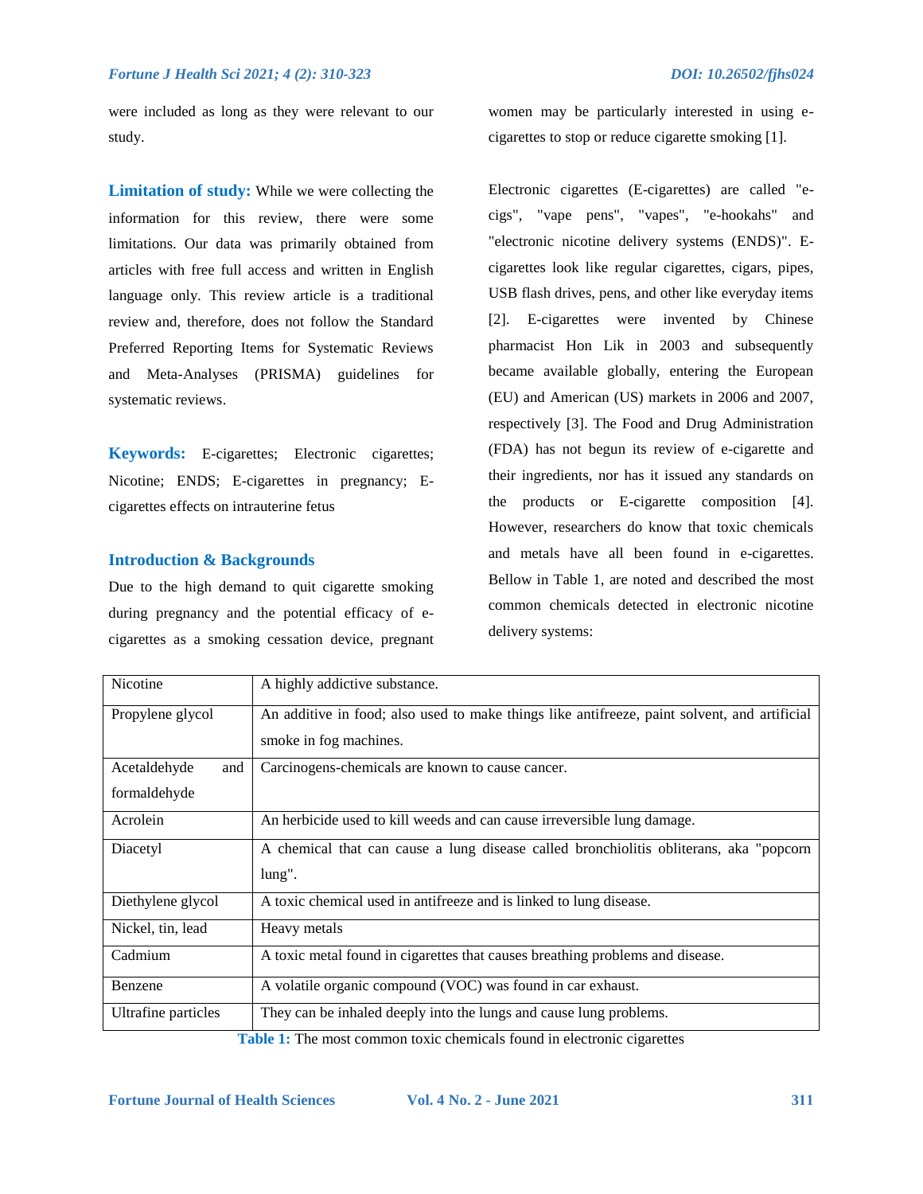were included as long as they were relevant to our study.

**Limitation of study:** While we were collecting the information for this review, there were some limitations. Our data was primarily obtained from articles with free full access and written in English language only. This review article is a traditional review and, therefore, does not follow the Standard Preferred Reporting Items for Systematic Reviews and Meta-Analyses (PRISMA) guidelines for systematic reviews.

**Keywords:** E-cigarettes; Electronic cigarettes; Nicotine; ENDS; E-cigarettes in pregnancy; E-cigarettes effects on intrauterine fetus

## Introduction & Backgrounds

Due to the high demand to quit cigarette smoking during pregnancy and the potential efficacy of e-cigarettes as a smoking cessation device, pregnant women may be particularly interested in using e-cigarettes to stop or reduce cigarette smoking [1].

Electronic cigarettes (E-cigarettes) are called "e-cigs", "vape pens", "vapes", "e-hookahs" and "electronic nicotine delivery systems (ENDS)". E-cigarettes look like regular cigarettes, cigars, pipes, USB flash drives, pens, and other like everyday items [2]. E-cigarettes were invented by Chinese pharmacist Hon Lik in 2003 and subsequently became available globally, entering the European (EU) and American (US) markets in 2006 and 2007, respectively [3]. The Food and Drug Administration (FDA) has not begun its review of e-cigarette and their ingredients, nor has it issued any standards on the products or E-cigarette composition [4]. However, researchers do know that toxic chemicals and metals have all been found in e-cigarettes. Bellow in Table 1, are noted and described the most common chemicals detected in electronic nicotine delivery systems:

| | |
|---|---|
| Nicotine | A highly addictive substance. |
| Propylene glycol | An additive in food; also used to make things like antifreeze, paint solvent, and artificial smoke in fog machines. |
| Acetaldehyde and formaldehyde | Carcinogens-chemicals are known to cause cancer. |
| Acrolein | An herbicide used to kill weeds and can cause irreversible lung damage. |
| Diacetyl | A chemical that can cause a lung disease called bronchiolitis obliterans, aka "popcorn lung". |
| Diethylene glycol | A toxic chemical used in antifreeze and is linked to lung disease. |
| Nickel, tin, lead | Heavy metals |
| Cadmium | A toxic metal found in cigarettes that causes breathing problems and disease. |
| Benzene | A volatile organic compound (VOC) was found in car exhaust. |
| Ultrafine particles | They can be inhaled deeply into the lungs and cause lung problems. |

**Table 1:** The most common toxic chemicals found in electronic cigarettes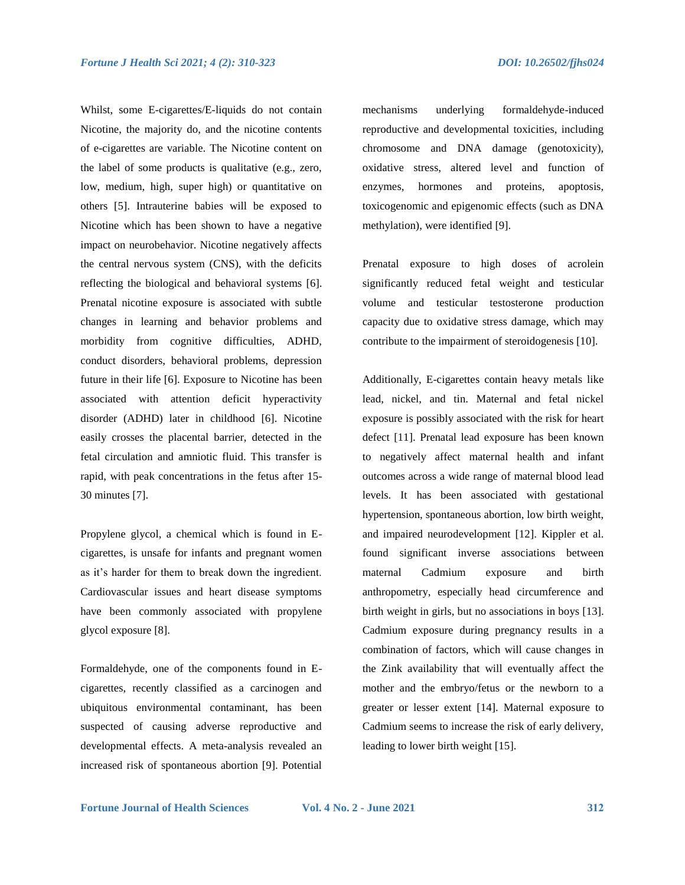Whilst, some E-cigarettes/E-liquids do not contain Nicotine, the majority do, and the nicotine contents of e-cigarettes are variable. The Nicotine content on the label of some products is qualitative (e.g., zero, low, medium, high, super high) or quantitative on others [5]. Intrauterine babies will be exposed to Nicotine which has been shown to have a negative impact on neurobehavior. Nicotine negatively affects the central nervous system (CNS), with the deficits reflecting the biological and behavioral systems [6]. Prenatal nicotine exposure is associated with subtle changes in learning and behavior problems and morbidity from cognitive difficulties, ADHD, conduct disorders, behavioral problems, depression future in their life [6]. Exposure to Nicotine has been associated with attention deficit hyperactivity disorder (ADHD) later in childhood [6]. Nicotine easily crosses the placental barrier, detected in the fetal circulation and amniotic fluid. This transfer is rapid, with peak concentrations in the fetus after 15-30 minutes [7].

Propylene glycol, a chemical which is found in E-cigarettes, is unsafe for infants and pregnant women as it's harder for them to break down the ingredient. Cardiovascular issues and heart disease symptoms have been commonly associated with propylene glycol exposure [8].

Formaldehyde, one of the components found in E-cigarettes, recently classified as a carcinogen and ubiquitous environmental contaminant, has been suspected of causing adverse reproductive and developmental effects. A meta-analysis revealed an increased risk of spontaneous abortion [9]. Potential mechanisms underlying formaldehyde-induced reproductive and developmental toxicities, including chromosome and DNA damage (genotoxicity), oxidative stress, altered level and function of enzymes, hormones and proteins, apoptosis, toxicogenomic and epigenomic effects (such as DNA methylation), were identified [9].

Prenatal exposure to high doses of acrolein significantly reduced fetal weight and testicular volume and testicular testosterone production capacity due to oxidative stress damage, which may contribute to the impairment of steroidogenesis [10].

Additionally, E-cigarettes contain heavy metals like lead, nickel, and tin. Maternal and fetal nickel exposure is possibly associated with the risk for heart defect [11]. Prenatal lead exposure has been known to negatively affect maternal health and infant outcomes across a wide range of maternal blood lead levels. It has been associated with gestational hypertension, spontaneous abortion, low birth weight, and impaired neurodevelopment [12]. Kippler et al. found significant inverse associations between maternal Cadmium exposure and birth anthropometry, especially head circumference and birth weight in girls, but no associations in boys [13]. Cadmium exposure during pregnancy results in a combination of factors, which will cause changes in the Zink availability that will eventually affect the mother and the embryo/fetus or the newborn to a greater or lesser extent [14]. Maternal exposure to Cadmium seems to increase the risk of early delivery, leading to lower birth weight [15].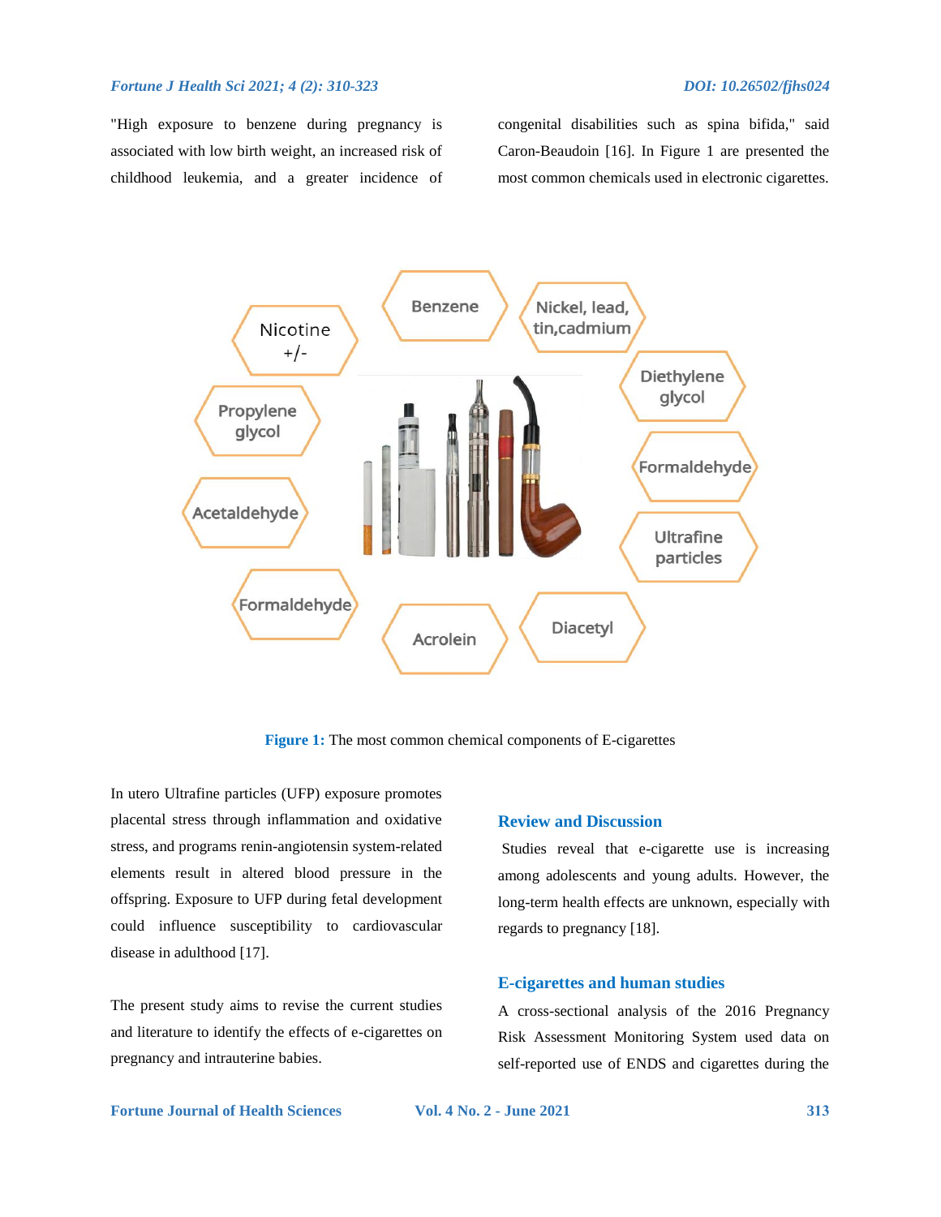"High exposure to benzene during pregnancy is associated with low birth weight, an increased risk of childhood leukemia, and a greater incidence of congenital disabilities such as spina bifida," said Caron-Beaudoin [16]. In Figure 1 are presented the most common chemicals used in electronic cigarettes.

**Figure 1:** The most common chemical components of E-cigarettes

In utero Ultrafine particles (UFP) exposure promotes placental stress through inflammation and oxidative stress, and programs renin-angiotensin system-related elements result in altered blood pressure in the offspring. Exposure to UFP during fetal development could influence susceptibility to cardiovascular disease in adulthood [17].

The present study aims to revise the current studies and literature to identify the effects of e-cigarettes on pregnancy and intrauterine babies.

## Review and Discussion

Studies reveal that e-cigarette use is increasing among adolescents and young adults. However, the long-term health effects are unknown, especially with regards to pregnancy [18].

### E-cigarettes and human studies

A cross-sectional analysis of the 2016 Pregnancy Risk Assessment Monitoring System used data on self-reported use of ENDS and cigarettes during the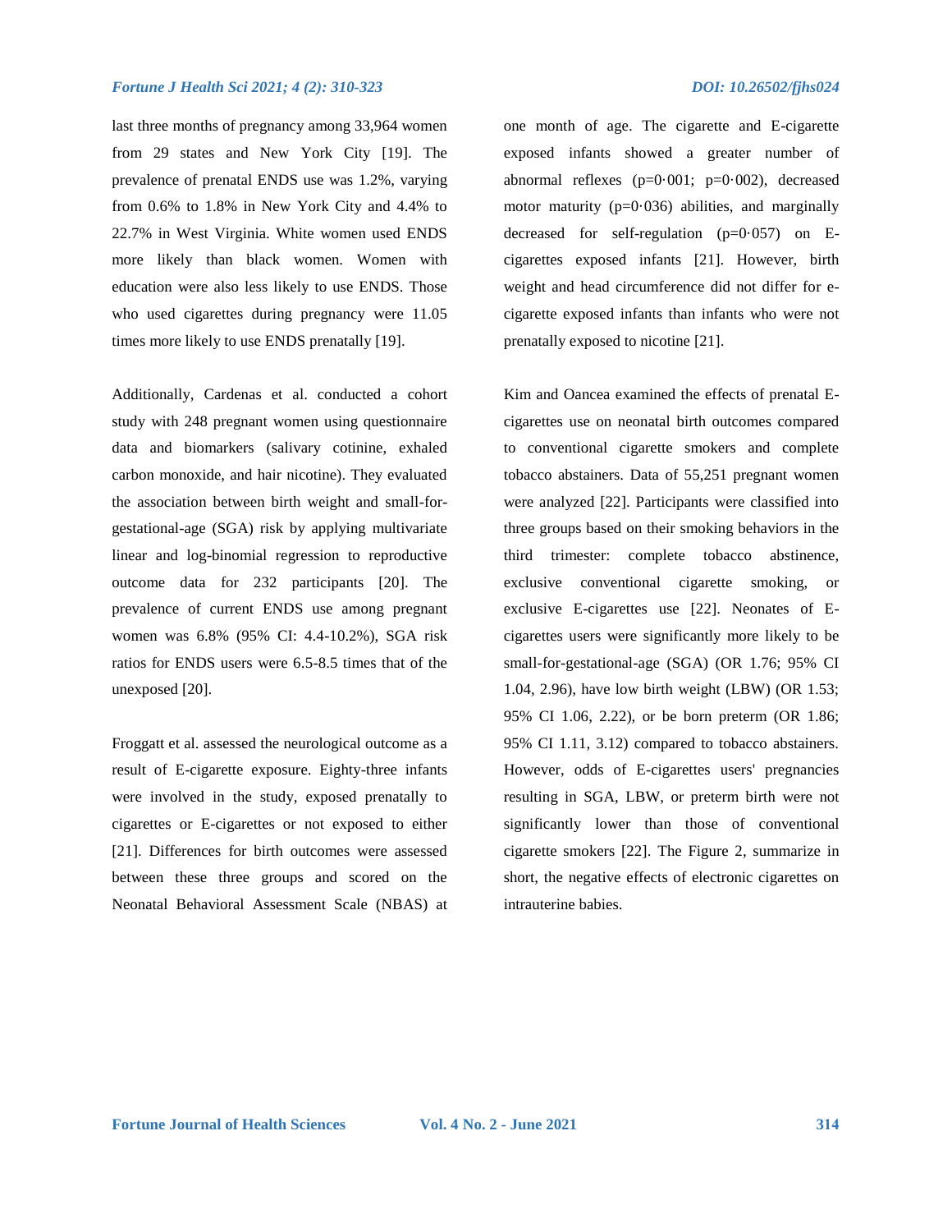last three months of pregnancy among 33,964 women from 29 states and New York City [19]. The prevalence of prenatal ENDS use was 1.2%, varying from 0.6% to 1.8% in New York City and 4.4% to 22.7% in West Virginia. White women used ENDS more likely than black women. Women with education were also less likely to use ENDS. Those who used cigarettes during pregnancy were 11.05 times more likely to use ENDS prenatally [19].

Additionally, Cardenas et al. conducted a cohort study with 248 pregnant women using questionnaire data and biomarkers (salivary cotinine, exhaled carbon monoxide, and hair nicotine). They evaluated the association between birth weight and small-for-gestational-age (SGA) risk by applying multivariate linear and log-binomial regression to reproductive outcome data for 232 participants [20]. The prevalence of current ENDS use among pregnant women was 6.8% (95% CI: 4.4-10.2%), SGA risk ratios for ENDS users were 6.5-8.5 times that of the unexposed [20].

Froggatt et al. assessed the neurological outcome as a result of E-cigarette exposure. Eighty-three infants were involved in the study, exposed prenatally to cigarettes or E-cigarettes or not exposed to either [21]. Differences for birth outcomes were assessed between these three groups and scored on the Neonatal Behavioral Assessment Scale (NBAS) at one month of age. The cigarette and E-cigarette exposed infants showed a greater number of abnormal reflexes ($p=0{\cdot}001$; $p=0{\cdot}002$), decreased motor maturity ($p=0{\cdot}036$) abilities, and marginally decreased for self-regulation ($p=0{\cdot}057$) on E-cigarettes exposed infants [21]. However, birth weight and head circumference did not differ for e-cigarette exposed infants than infants who were not prenatally exposed to nicotine [21].

Kim and Oancea examined the effects of prenatal E-cigarettes use on neonatal birth outcomes compared to conventional cigarette smokers and complete tobacco abstainers. Data of 55,251 pregnant women were analyzed [22]. Participants were classified into three groups based on their smoking behaviors in the third trimester: complete tobacco abstinence, exclusive conventional cigarette smoking, or exclusive E-cigarettes use [22]. Neonates of E-cigarettes users were significantly more likely to be small-for-gestational-age (SGA) (OR 1.76; 95% CI 1.04, 2.96), have low birth weight (LBW) (OR 1.53; 95% CI 1.06, 2.22), or be born preterm (OR 1.86; 95% CI 1.11, 3.12) compared to tobacco abstainers. However, odds of E-cigarettes users' pregnancies resulting in SGA, LBW, or preterm birth were not significantly lower than those of conventional cigarette smokers [22]. The Figure 2, summarize in short, the negative effects of electronic cigarettes on intrauterine babies.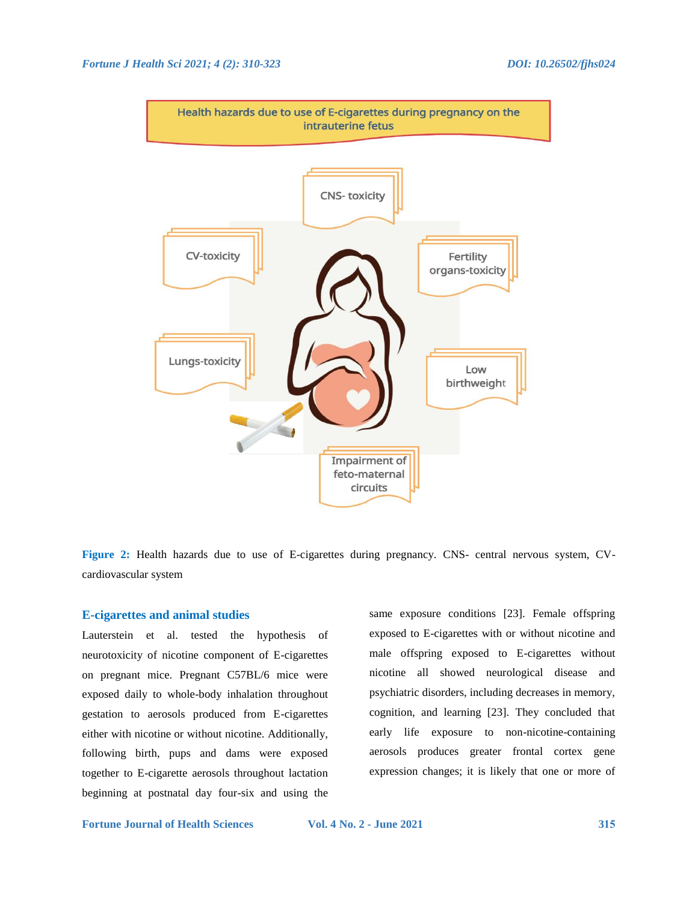Figure 2: Health hazards due to use of E-cigarettes during pregnancy. CNS- central nervous system, CV- cardiovascular system

## E-cigarettes and animal studies

Lauterstein et al. tested the hypothesis of neurotoxicity of nicotine component of E-cigarettes on pregnant mice. Pregnant C57BL/6 mice were exposed daily to whole-body inhalation throughout gestation to aerosols produced from E-cigarettes either with nicotine or without nicotine. Additionally, following birth, pups and dams were exposed together to E-cigarette aerosols throughout lactation beginning at postnatal day four-six and using the same exposure conditions [23]. Female offspring exposed to E-cigarettes with or without nicotine and male offspring exposed to E-cigarettes without nicotine all showed neurological disease and psychiatric disorders, including decreases in memory, cognition, and learning [23]. They concluded that early life exposure to non-nicotine-containing aerosols produces greater frontal cortex gene expression changes; it is likely that one or more of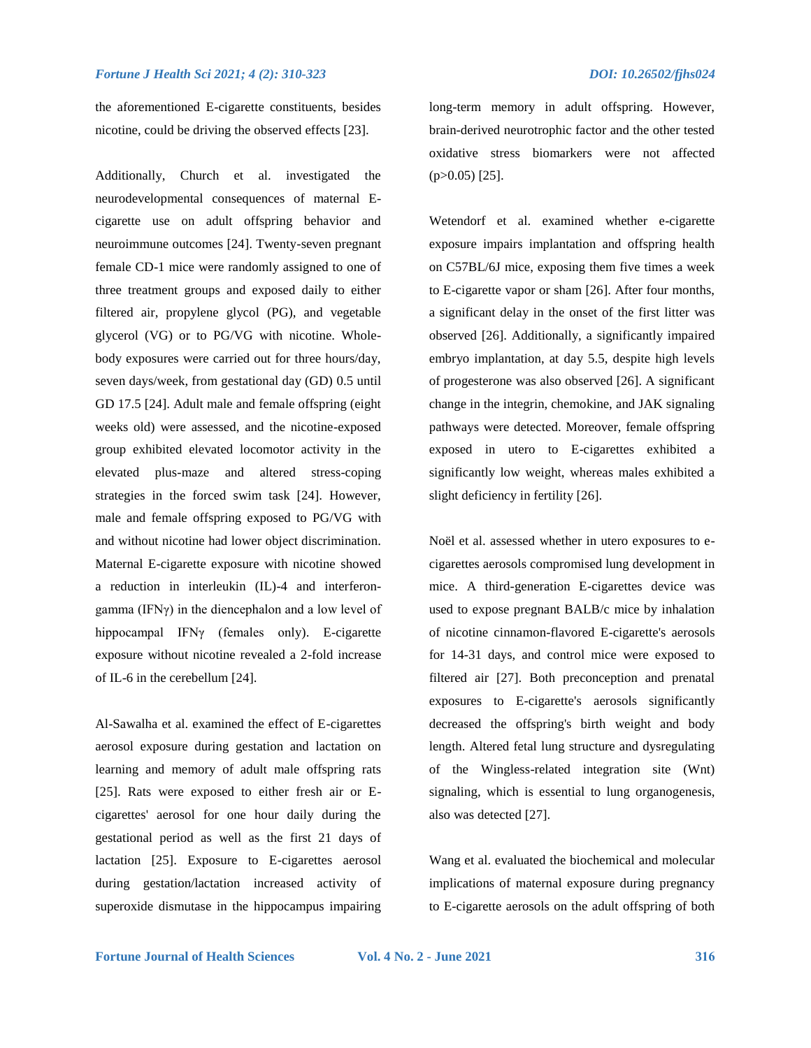the aforementioned E-cigarette constituents, besides nicotine, could be driving the observed effects [23].

Additionally, Church et al. investigated the neurodevelopmental consequences of maternal E-cigarette use on adult offspring behavior and neuroimmune outcomes [24]. Twenty-seven pregnant female CD-1 mice were randomly assigned to one of three treatment groups and exposed daily to either filtered air, propylene glycol (PG), and vegetable glycerol (VG) or to PG/VG with nicotine. Whole-body exposures were carried out for three hours/day, seven days/week, from gestational day (GD) 0.5 until GD 17.5 [24]. Adult male and female offspring (eight weeks old) were assessed, and the nicotine-exposed group exhibited elevated locomotor activity in the elevated plus-maze and altered stress-coping strategies in the forced swim task [24]. However, male and female offspring exposed to PG/VG with and without nicotine had lower object discrimination. Maternal E-cigarette exposure with nicotine showed a reduction in interleukin (IL)-4 and interferon-gamma (IFNγ) in the diencephalon and a low level of hippocampal IFNγ (females only). E-cigarette exposure without nicotine revealed a 2-fold increase of IL-6 in the cerebellum [24].

Al-Sawalha et al. examined the effect of E-cigarettes aerosol exposure during gestation and lactation on learning and memory of adult male offspring rats [25]. Rats were exposed to either fresh air or E-cigarettes' aerosol for one hour daily during the gestational period as well as the first 21 days of lactation [25]. Exposure to E-cigarettes aerosol during gestation/lactation increased activity of superoxide dismutase in the hippocampus impairing long-term memory in adult offspring. However, brain-derived neurotrophic factor and the other tested oxidative stress biomarkers were not affected ($p>0.05$) [25].

Wetendorf et al. examined whether e-cigarette exposure impairs implantation and offspring health on C57BL/6J mice, exposing them five times a week to E-cigarette vapor or sham [26]. After four months, a significant delay in the onset of the first litter was observed [26]. Additionally, a significantly impaired embryo implantation, at day 5.5, despite high levels of progesterone was also observed [26]. A significant change in the integrin, chemokine, and JAK signaling pathways were detected. Moreover, female offspring exposed in utero to E-cigarettes exhibited a significantly low weight, whereas males exhibited a slight deficiency in fertility [26].

Noël et al. assessed whether in utero exposures to e-cigarettes aerosols compromised lung development in mice. A third-generation E-cigarettes device was used to expose pregnant BALB/c mice by inhalation of nicotine cinnamon-flavored E-cigarette's aerosols for 14-31 days, and control mice were exposed to filtered air [27]. Both preconception and prenatal exposures to E-cigarette's aerosols significantly decreased the offspring's birth weight and body length. Altered fetal lung structure and dysregulating of the Wingless-related integration site (Wnt) signaling, which is essential to lung organogenesis, also was detected [27].

Wang et al. evaluated the biochemical and molecular implications of maternal exposure during pregnancy to E-cigarette aerosols on the adult offspring of both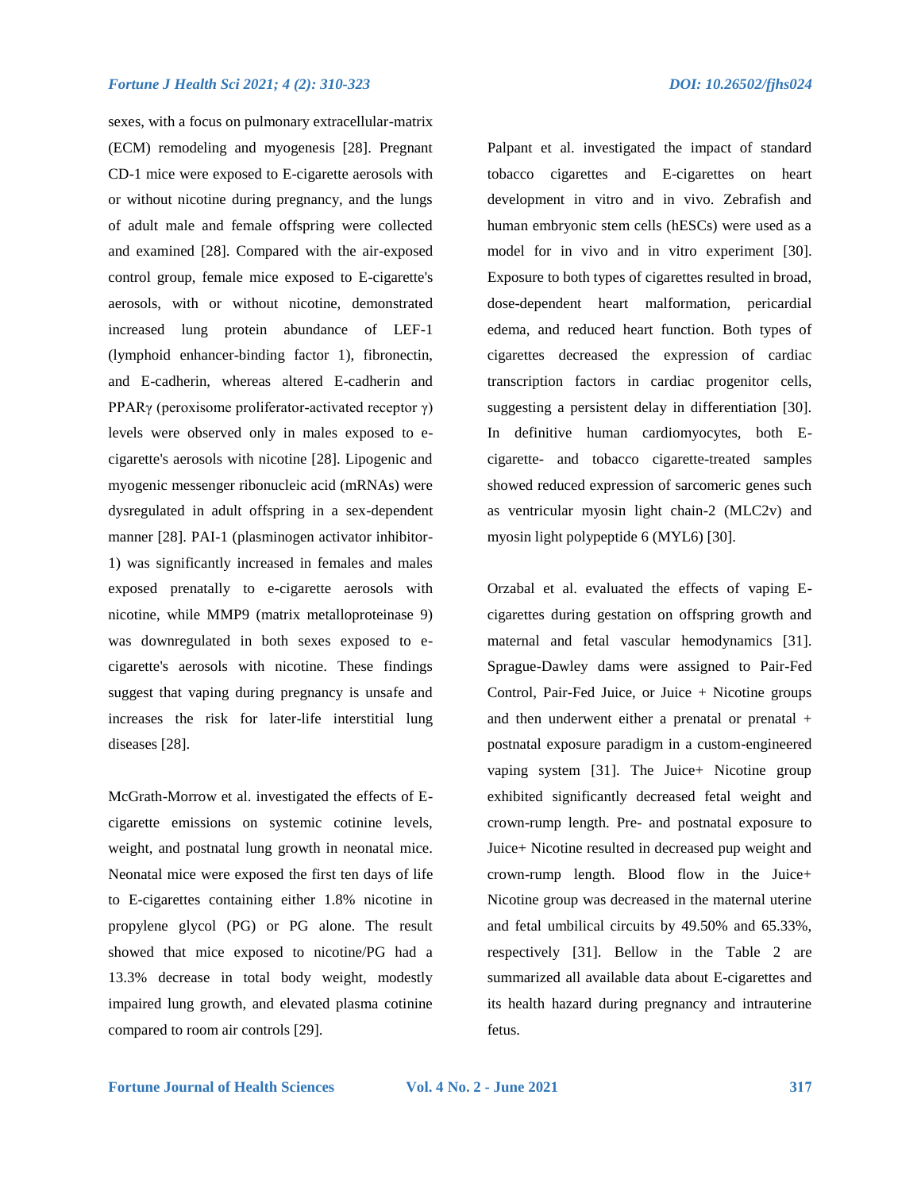sexes, with a focus on pulmonary extracellular-matrix (ECM) remodeling and myogenesis [28]. Pregnant CD-1 mice were exposed to E-cigarette aerosols with or without nicotine during pregnancy, and the lungs of adult male and female offspring were collected and examined [28]. Compared with the air-exposed control group, female mice exposed to E-cigarette's aerosols, with or without nicotine, demonstrated increased lung protein abundance of LEF-1 (lymphoid enhancer-binding factor 1), fibronectin, and E-cadherin, whereas altered E-cadherin and PPARγ (peroxisome proliferator-activated receptor γ) levels were observed only in males exposed to e-cigarette's aerosols with nicotine [28]. Lipogenic and myogenic messenger ribonucleic acid (mRNAs) were dysregulated in adult offspring in a sex-dependent manner [28]. PAI-1 (plasminogen activator inhibitor-1) was significantly increased in females and males exposed prenatally to e-cigarette aerosols with nicotine, while MMP9 (matrix metalloproteinase 9) was downregulated in both sexes exposed to e-cigarette's aerosols with nicotine. These findings suggest that vaping during pregnancy is unsafe and increases the risk for later-life interstitial lung diseases [28].

McGrath-Morrow et al. investigated the effects of E-cigarette emissions on systemic cotinine levels, weight, and postnatal lung growth in neonatal mice. Neonatal mice were exposed the first ten days of life to E-cigarettes containing either 1.8% nicotine in propylene glycol (PG) or PG alone. The result showed that mice exposed to nicotine/PG had a 13.3% decrease in total body weight, modestly impaired lung growth, and elevated plasma cotinine compared to room air controls [29].

Palpant et al. investigated the impact of standard tobacco cigarettes and E-cigarettes on heart development in vitro and in vivo. Zebrafish and human embryonic stem cells (hESCs) were used as a model for in vivo and in vitro experiment [30]. Exposure to both types of cigarettes resulted in broad, dose-dependent heart malformation, pericardial edema, and reduced heart function. Both types of cigarettes decreased the expression of cardiac transcription factors in cardiac progenitor cells, suggesting a persistent delay in differentiation [30]. In definitive human cardiomyocytes, both E-cigarette- and tobacco cigarette-treated samples showed reduced expression of sarcomeric genes such as ventricular myosin light chain-2 (MLC2v) and myosin light polypeptide 6 (MYL6) [30].

Orzabal et al. evaluated the effects of vaping E-cigarettes during gestation on offspring growth and maternal and fetal vascular hemodynamics [31]. Sprague-Dawley dams were assigned to Pair-Fed Control, Pair-Fed Juice, or Juice + Nicotine groups and then underwent either a prenatal or prenatal + postnatal exposure paradigm in a custom-engineered vaping system [31]. The Juice+ Nicotine group exhibited significantly decreased fetal weight and crown-rump length. Pre- and postnatal exposure to Juice+ Nicotine resulted in decreased pup weight and crown-rump length. Blood flow in the Juice+ Nicotine group was decreased in the maternal uterine and fetal umbilical circuits by 49.50% and 65.33%, respectively [31]. Bellow in the Table 2 are summarized all available data about E-cigarettes and its health hazard during pregnancy and intrauterine fetus.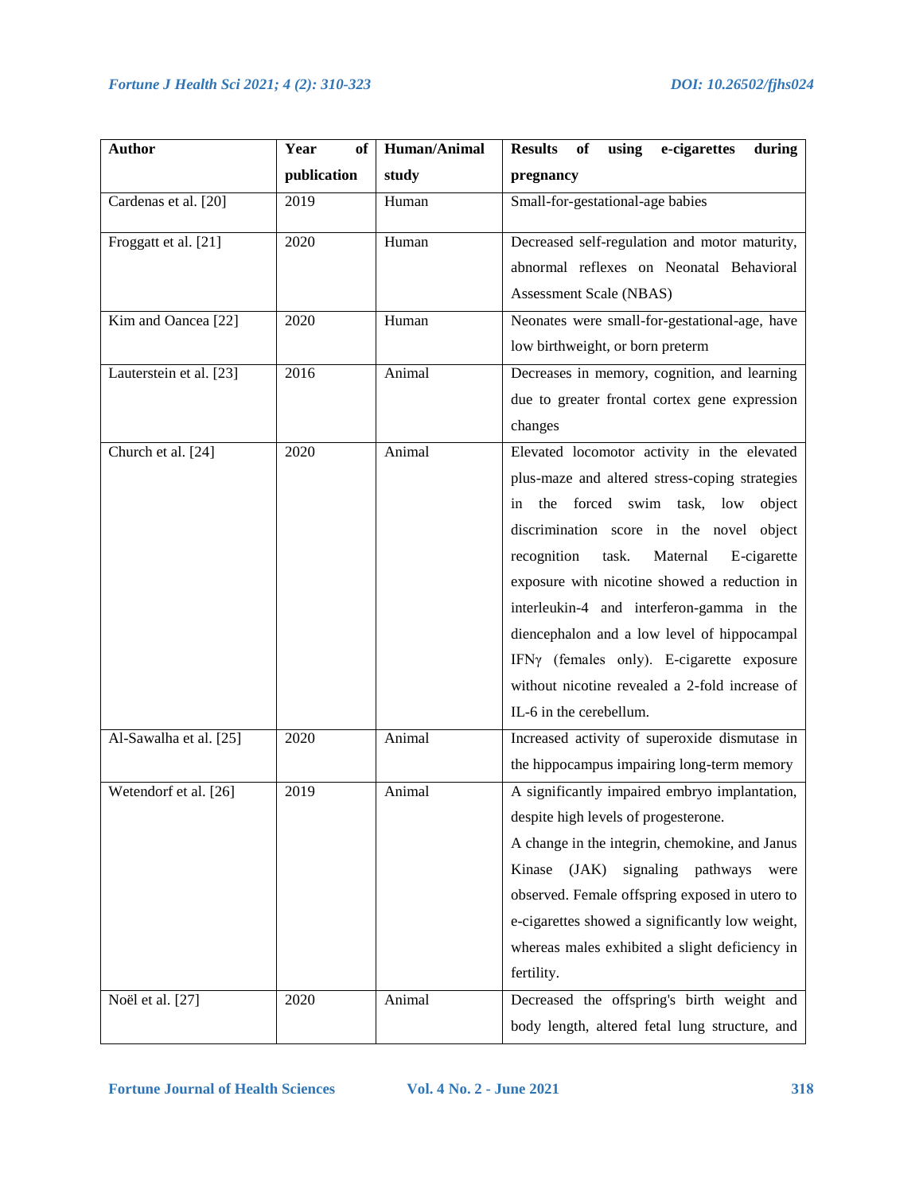| Author | Year of publication | Human/Animal study | Results of using e-cigarettes during pregnancy |
| --- | --- | --- | --- |
| Cardenas et al. [20] | 2019 | Human | Small-for-gestational-age babies |
| Froggatt et al. [21] | 2020 | Human | Decreased self-regulation and motor maturity, abnormal reflexes on Neonatal Behavioral Assessment Scale (NBAS) |
| Kim and Oancea [22] | 2020 | Human | Neonates were small-for-gestational-age, have low birthweight, or born preterm |
| Lauterstein et al. [23] | 2016 | Animal | Decreases in memory, cognition, and learning due to greater frontal cortex gene expression changes |
| Church et al. [24] | 2020 | Animal | Elevated locomotor activity in the elevated plus-maze and altered stress-coping strategies in the forced swim task, low object discrimination score in the novel object recognition task. Maternal E-cigarette exposure with nicotine showed a reduction in interleukin-4 and interferon-gamma in the diencephalon and a low level of hippocampal IFNγ (females only). E-cigarette exposure without nicotine revealed a 2-fold increase of IL-6 in the cerebellum. |
| Al-Sawalha et al. [25] | 2020 | Animal | Increased activity of superoxide dismutase in the hippocampus impairing long-term memory |
| Wetendorf et al. [26] | 2019 | Animal | A significantly impaired embryo implantation, despite high levels of progesterone. A change in the integrin, chemokine, and Janus Kinase (JAK) signaling pathways were observed. Female offspring exposed in utero to e-cigarettes showed a significantly low weight, whereas males exhibited a slight deficiency in fertility. |
| Noël et al. [27] | 2020 | Animal | Decreased the offspring's birth weight and body length, altered fetal lung structure, and |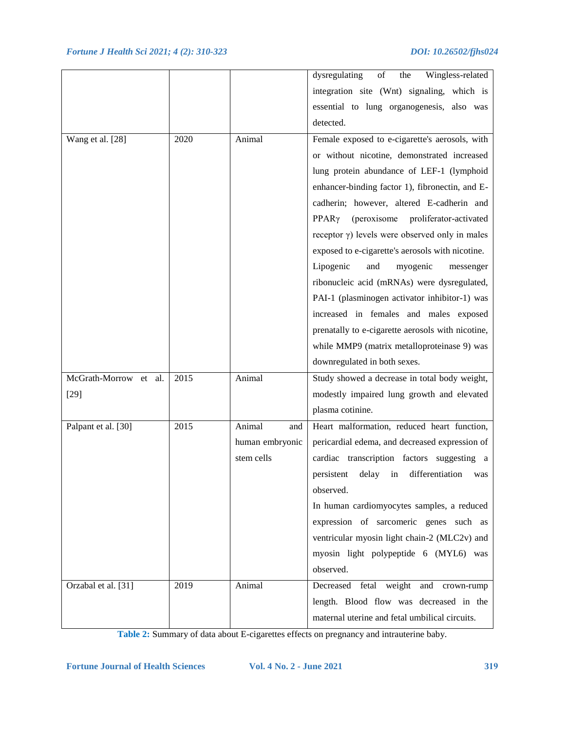| | | | |
|---|---|---|---|
| | | | dysregulating of the Wingless-related integration site (Wnt) signaling, which is essential to lung organogenesis, also was detected. |
| Wang et al. [28] | 2020 | Animal | Female exposed to e-cigarette's aerosols, with or without nicotine, demonstrated increased lung protein abundance of LEF-1 (lymphoid enhancer-binding factor 1), fibronectin, and E-cadherin; however, altered E-cadherin and PPARγ (peroxisome proliferator-activated receptor γ) levels were observed only in males exposed to e-cigarette's aerosols with nicotine. Lipogenic and myogenic messenger ribonucleic acid (mRNAs) were dysregulated, PAI-1 (plasminogen activator inhibitor-1) was increased in females and males exposed prenatally to e-cigarette aerosols with nicotine, while MMP9 (matrix metalloproteinase 9) was downregulated in both sexes. |
| McGrath-Morrow et al. [29] | 2015 | Animal | Study showed a decrease in total body weight, modestly impaired lung growth and elevated plasma cotinine. |
| Palpant et al. [30] | 2015 | Animal and human embryonic stem cells | Heart malformation, reduced heart function, pericardial edema, and decreased expression of cardiac transcription factors suggesting a persistent delay in differentiation was observed. In human cardiomyocytes samples, a reduced expression of sarcomeric genes such as ventricular myosin light chain-2 (MLC2v) and myosin light polypeptide 6 (MYL6) was observed. |
| Orzabal et al. [31] | 2019 | Animal | Decreased fetal weight and crown-rump length. Blood flow was decreased in the maternal uterine and fetal umbilical circuits. |

**Table 2:** Summary of data about E-cigarettes effects on pregnancy and intrauterine baby.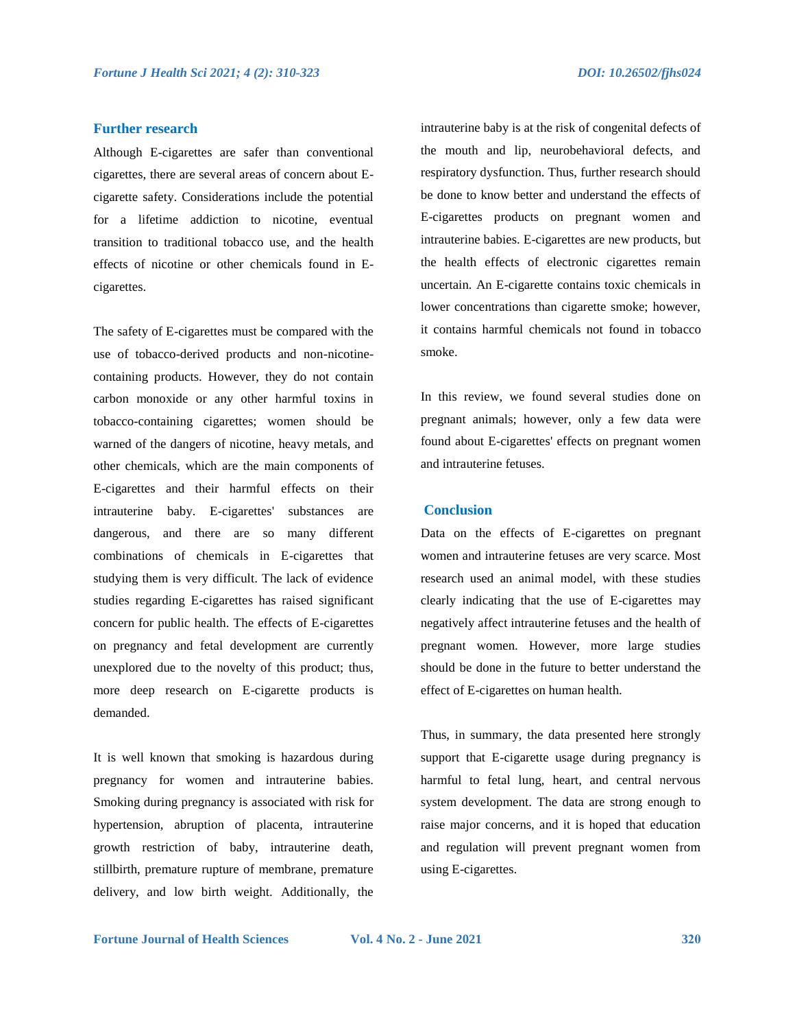## Further research

Although E-cigarettes are safer than conventional cigarettes, there are several areas of concern about E-cigarette safety. Considerations include the potential for a lifetime addiction to nicotine, eventual transition to traditional tobacco use, and the health effects of nicotine or other chemicals found in E-cigarettes.

The safety of E-cigarettes must be compared with the use of tobacco-derived products and non-nicotine-containing products. However, they do not contain carbon monoxide or any other harmful toxins in tobacco-containing cigarettes; women should be warned of the dangers of nicotine, heavy metals, and other chemicals, which are the main components of E-cigarettes and their harmful effects on their intrauterine baby. E-cigarettes' substances are dangerous, and there are so many different combinations of chemicals in E-cigarettes that studying them is very difficult. The lack of evidence studies regarding E-cigarettes has raised significant concern for public health. The effects of E-cigarettes on pregnancy and fetal development are currently unexplored due to the novelty of this product; thus, more deep research on E-cigarette products is demanded.

It is well known that smoking is hazardous during pregnancy for women and intrauterine babies. Smoking during pregnancy is associated with risk for hypertension, abruption of placenta, intrauterine growth restriction of baby, intrauterine death, stillbirth, premature rupture of membrane, premature delivery, and low birth weight. Additionally, the intrauterine baby is at the risk of congenital defects of the mouth and lip, neurobehavioral defects, and respiratory dysfunction. Thus, further research should be done to know better and understand the effects of E-cigarettes products on pregnant women and intrauterine babies. E-cigarettes are new products, but the health effects of electronic cigarettes remain uncertain. An E-cigarette contains toxic chemicals in lower concentrations than cigarette smoke; however, it contains harmful chemicals not found in tobacco smoke.

In this review, we found several studies done on pregnant animals; however, only a few data were found about E-cigarettes' effects on pregnant women and intrauterine fetuses.

## Conclusion

Data on the effects of E-cigarettes on pregnant women and intrauterine fetuses are very scarce. Most research used an animal model, with these studies clearly indicating that the use of E-cigarettes may negatively affect intrauterine fetuses and the health of pregnant women. However, more large studies should be done in the future to better understand the effect of E-cigarettes on human health.

Thus, in summary, the data presented here strongly support that E-cigarette usage during pregnancy is harmful to fetal lung, heart, and central nervous system development. The data are strong enough to raise major concerns, and it is hoped that education and regulation will prevent pregnant women from using E-cigarettes.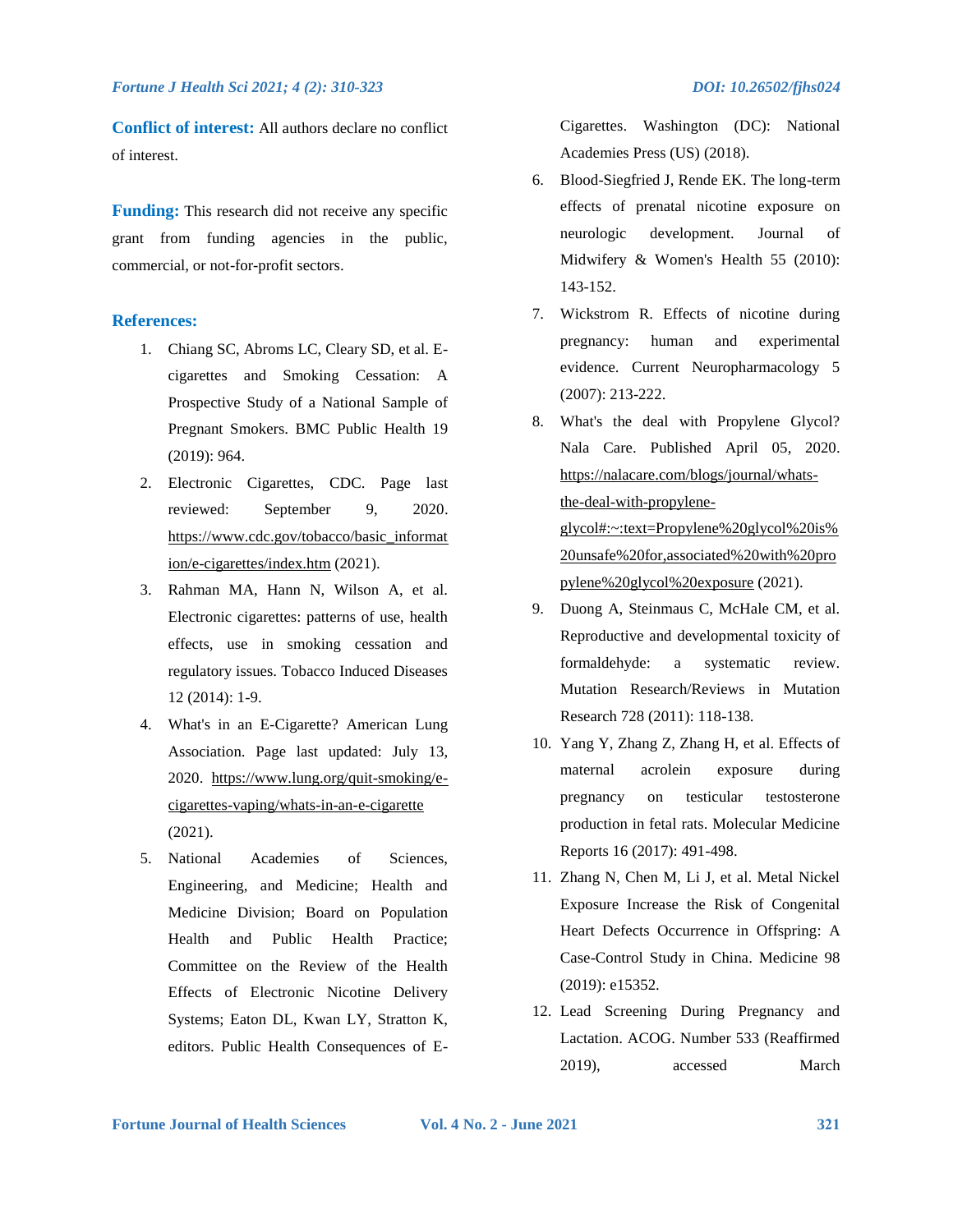**Conflict of interest:** All authors declare no conflict of interest.

**Funding:** This research did not receive any specific grant from funding agencies in the public, commercial, or not-for-profit sectors.

## References:

1. Chiang SC, Abroms LC, Cleary SD, et al. E-cigarettes and Smoking Cessation: A Prospective Study of a National Sample of Pregnant Smokers. BMC Public Health 19 (2019): 964.
2. Electronic Cigarettes, CDC. Page last reviewed: September 9, 2020. https://www.cdc.gov/tobacco/basic_information/e-cigarettes/index.htm (2021).
3. Rahman MA, Hann N, Wilson A, et al. Electronic cigarettes: patterns of use, health effects, use in smoking cessation and regulatory issues. Tobacco Induced Diseases 12 (2014): 1-9.
4. What's in an E-Cigarette? American Lung Association. Page last updated: July 13, 2020. https://www.lung.org/quit-smoking/e-cigarettes-vaping/whats-in-an-e-cigarette (2021).
5. National Academies of Sciences, Engineering, and Medicine; Health and Medicine Division; Board on Population Health and Public Health Practice; Committee on the Review of the Health Effects of Electronic Nicotine Delivery Systems; Eaton DL, Kwan LY, Stratton K, editors. Public Health Consequences of E-Cigarettes. Washington (DC): National Academies Press (US) (2018).
6. Blood-Siegfried J, Rende EK. The long-term effects of prenatal nicotine exposure on neurologic development. Journal of Midwifery & Women's Health 55 (2010): 143-152.
7. Wickstrom R. Effects of nicotine during pregnancy: human and experimental evidence. Current Neuropharmacology 5 (2007): 213-222.
8. What's the deal with Propylene Glycol? Nala Care. Published April 05, 2020. https://nalacare.com/blogs/journal/whats-the-deal-with-propylene-glycol#:~:text=Propylene%20glycol%20is%20unsafe%20for,associated%20with%20propylene%20glycol%20exposure (2021).
9. Duong A, Steinmaus C, McHale CM, et al. Reproductive and developmental toxicity of formaldehyde: a systematic review. Mutation Research/Reviews in Mutation Research 728 (2011): 118-138.
10. Yang Y, Zhang Z, Zhang H, et al. Effects of maternal acrolein exposure during pregnancy on testicular testosterone production in fetal rats. Molecular Medicine Reports 16 (2017): 491-498.
11. Zhang N, Chen M, Li J, et al. Metal Nickel Exposure Increase the Risk of Congenital Heart Defects Occurrence in Offspring: A Case-Control Study in China. Medicine 98 (2019): e15352.
12. Lead Screening During Pregnancy and Lactation. ACOG. Number 533 (Reaffirmed 2019), accessed March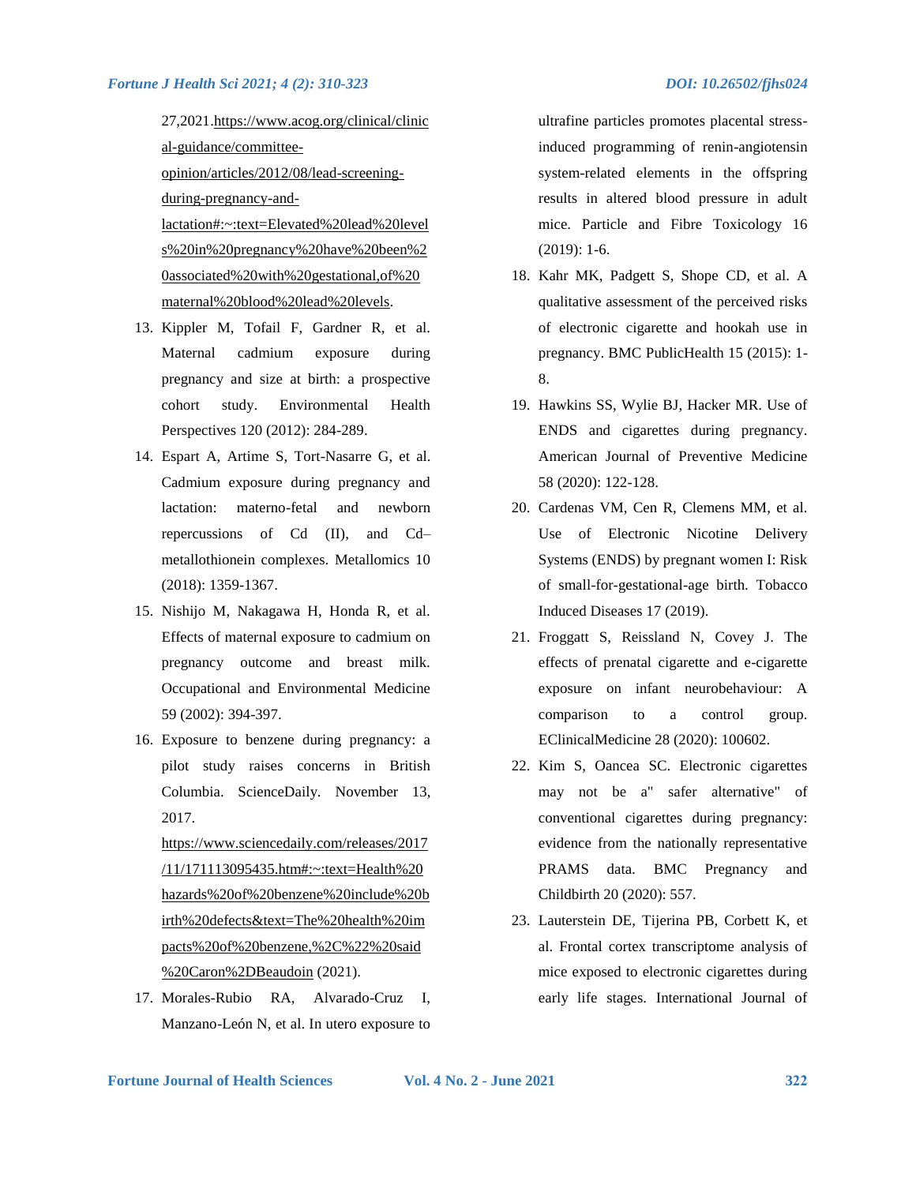27,2021.[https://www.acog.org/clinical/clinical-guidance/committee-opinion/articles/2012/08/lead-screening-during-pregnancy-and-lactation#:~:text=Elevated%20lead%20levels%20in%20pregnancy%20have%20been%20associated%20with%20gestational,of%20maternal%20blood%20lead%20levels](https://www.acog.org/clinical/clinical-guidance/committee-opinion/articles/2012/08/lead-screening-during-pregnancy-and-lactation#:~:text=Elevated%20lead%20levels%20in%20pregnancy%20have%20been%20associated%20with%20gestational,of%20maternal%20blood%20lead%20levels).

13. Kippler M, Tofail F, Gardner R, et al. Maternal cadmium exposure during pregnancy and size at birth: a prospective cohort study. Environmental Health Perspectives 120 (2012): 284-289.
14. Espart A, Artime S, Tort-Nasarre G, et al. Cadmium exposure during pregnancy and lactation: materno-fetal and newborn repercussions of Cd (II), and Cd–metallothionein complexes. Metallomics 10 (2018): 1359-1367.
15. Nishijo M, Nakagawa H, Honda R, et al. Effects of maternal exposure to cadmium on pregnancy outcome and breast milk. Occupational and Environmental Medicine 59 (2002): 394-397.
16. Exposure to benzene during pregnancy: a pilot study raises concerns in British Columbia. ScienceDaily. November 13, 2017. [https://www.sciencedaily.com/releases/2017/11/171113095435.htm#:~:text=Health%20hazards%20of%20benzene%20include%20birth%20defects&text=The%20health%20impacts%20of%20benzene,%2C%22%20said%20Caron%2DBeaudoin](https://www.sciencedaily.com/releases/2017/11/171113095435.htm#:~:text=Health%20hazards%20of%20benzene%20include%20birth%20defects&text=The%20health%20impacts%20of%20benzene,%2C%22%20said%20Caron%2DBeaudoin) (2021).
17. Morales-Rubio RA, Alvarado-Cruz I, Manzano-León N, et al. In utero exposure to ultrafine particles promotes placental stress-induced programming of renin-angiotensin system-related elements in the offspring results in altered blood pressure in adult mice. Particle and Fibre Toxicology 16 (2019): 1-6.
18. Kahr MK, Padgett S, Shope CD, et al. A qualitative assessment of the perceived risks of electronic cigarette and hookah use in pregnancy. BMC PublicHealth 15 (2015): 1-8.
19. Hawkins SS, Wylie BJ, Hacker MR. Use of ENDS and cigarettes during pregnancy. American Journal of Preventive Medicine 58 (2020): 122-128.
20. Cardenas VM, Cen R, Clemens MM, et al. Use of Electronic Nicotine Delivery Systems (ENDS) by pregnant women I: Risk of small-for-gestational-age birth. Tobacco Induced Diseases 17 (2019).
21. Froggatt S, Reissland N, Covey J. The effects of prenatal cigarette and e-cigarette exposure on infant neurobehaviour: A comparison to a control group. EClinicalMedicine 28 (2020): 100602.
22. Kim S, Oancea SC. Electronic cigarettes may not be a" safer alternative" of conventional cigarettes during pregnancy: evidence from the nationally representative PRAMS data. BMC Pregnancy and Childbirth 20 (2020): 557.
23. Lauterstein DE, Tijerina PB, Corbett K, et al. Frontal cortex transcriptome analysis of mice exposed to electronic cigarettes during early life stages. International Journal of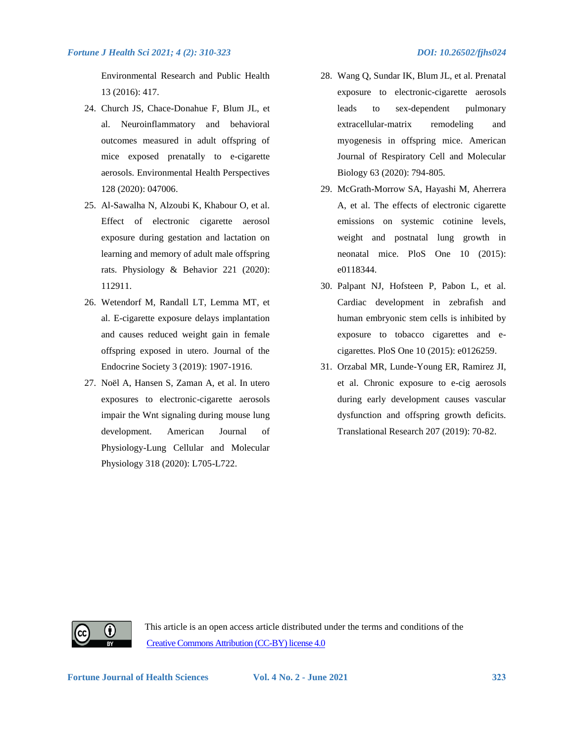Environmental Research and Public Health 13 (2016): 417.

24. Church JS, Chace-Donahue F, Blum JL, et al. Neuroinflammatory and behavioral outcomes measured in adult offspring of mice exposed prenatally to e-cigarette aerosols. Environmental Health Perspectives 128 (2020): 047006.
25. Al-Sawalha N, Alzoubi K, Khabour O, et al. Effect of electronic cigarette aerosol exposure during gestation and lactation on learning and memory of adult male offspring rats. Physiology & Behavior 221 (2020): 112911.
26. Wetendorf M, Randall LT, Lemma MT, et al. E-cigarette exposure delays implantation and causes reduced weight gain in female offspring exposed in utero. Journal of the Endocrine Society 3 (2019): 1907-1916.
27. Noël A, Hansen S, Zaman A, et al. In utero exposures to electronic-cigarette aerosols impair the Wnt signaling during mouse lung development. American Journal of Physiology-Lung Cellular and Molecular Physiology 318 (2020): L705-L722.
28. Wang Q, Sundar IK, Blum JL, et al. Prenatal exposure to electronic-cigarette aerosols leads to sex-dependent pulmonary extracellular-matrix remodeling and myogenesis in offspring mice. American Journal of Respiratory Cell and Molecular Biology 63 (2020): 794-805.
29. McGrath-Morrow SA, Hayashi M, Aherrera A, et al. The effects of electronic cigarette emissions on systemic cotinine levels, weight and postnatal lung growth in neonatal mice. PloS One 10 (2015): e0118344.
30. Palpant NJ, Hofsteen P, Pabon L, et al. Cardiac development in zebrafish and human embryonic stem cells is inhibited by exposure to tobacco cigarettes and e-cigarettes. PloS One 10 (2015): e0126259.
31. Orzabal MR, Lunde-Young ER, Ramirez JI, et al. Chronic exposure to e-cig aerosols during early development causes vascular dysfunction and offspring growth deficits. Translational Research 207 (2019): 70-82.

This article is an open access article distributed under the terms and conditions of the [Creative Commons Attribution (CC-BY) license 4.0](https://creativecommons.org/licenses/by/4.0/)